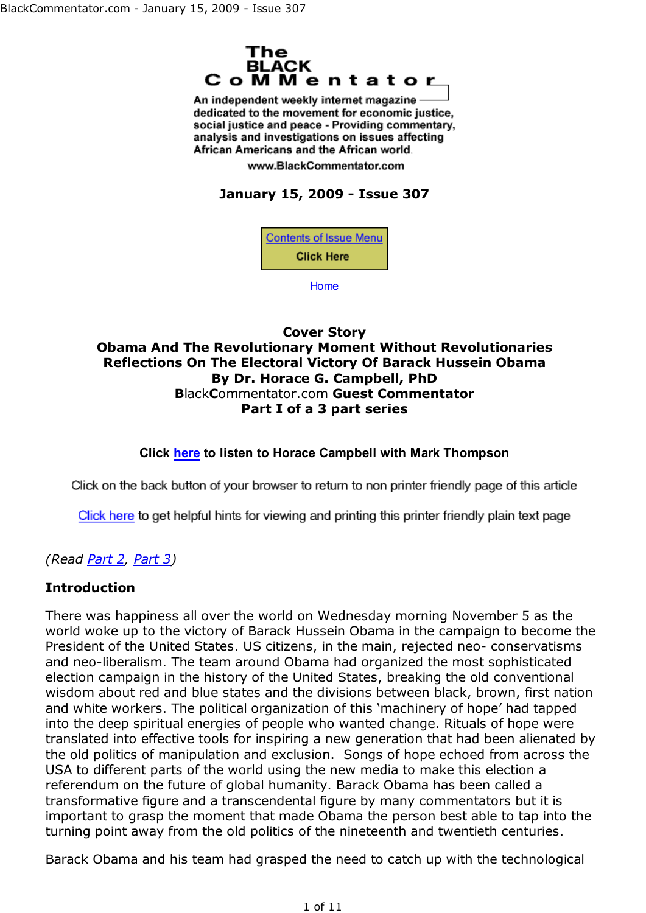# The BLACK CoMMentator

An independent weekly internet magazine dedicated to the movement for economic justice, social justice and peace - Providing commentary, analysis and investigations on issues affecting African Americans and the African world.

www.BlackCommentator.com

**January 15, 2009 - Issue 307**

Contents of Issue Menu
Click Here

Home

## Cover Story
## Obama And The Revolutionary Moment Without Revolutionaries
## Reflections On The Electoral Victory Of Barack Hussein Obama
### By Dr. Horace G. Campbell, PhD
### BlackCommentator.com Guest Commentator
### Part I of a 3 part series

**Click here to listen to Horace Campbell with Mark Thompson**

Click on the back button of your browser to return to non printer friendly page of this article

Click here to get helpful hints for viewing and printing this printer friendly plain text page

*(Read Part 2, Part 3)*

### Introduction

There was happiness all over the world on Wednesday morning November 5 as the world woke up to the victory of Barack Hussein Obama in the campaign to become the President of the United States. US citizens, in the main, rejected neo- conservatisms and neo-liberalism. The team around Obama had organized the most sophisticated election campaign in the history of the United States, breaking the old conventional wisdom about red and blue states and the divisions between black, brown, first nation and white workers. The political organization of this 'machinery of hope' had tapped into the deep spiritual energies of people who wanted change. Rituals of hope were translated into effective tools for inspiring a new generation that had been alienated by the old politics of manipulation and exclusion. Songs of hope echoed from across the USA to different parts of the world using the new media to make this election a referendum on the future of global humanity. Barack Obama has been called a transformative figure and a transcendental figure by many commentators but it is important to grasp the moment that made Obama the person best able to tap into the turning point away from the old politics of the nineteenth and twentieth centuries.

Barack Obama and his team had grasped the need to catch up with the technological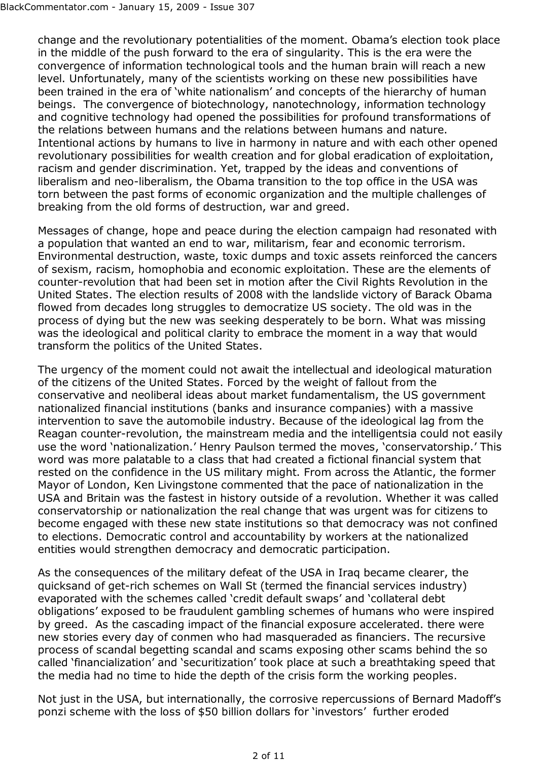change and the revolutionary potentialities of the moment. Obama's election took place in the middle of the push forward to the era of singularity. This is the era were the convergence of information technological tools and the human brain will reach a new level. Unfortunately, many of the scientists working on these new possibilities have been trained in the era of 'white nationalism' and concepts of the hierarchy of human beings. The convergence of biotechnology, nanotechnology, information technology and cognitive technology had opened the possibilities for profound transformations of the relations between humans and the relations between humans and nature. Intentional actions by humans to live in harmony in nature and with each other opened revolutionary possibilities for wealth creation and for global eradication of exploitation, racism and gender discrimination. Yet, trapped by the ideas and conventions of liberalism and neo-liberalism, the Obama transition to the top office in the USA was torn between the past forms of economic organization and the multiple challenges of breaking from the old forms of destruction, war and greed.

Messages of change, hope and peace during the election campaign had resonated with a population that wanted an end to war, militarism, fear and economic terrorism. Environmental destruction, waste, toxic dumps and toxic assets reinforced the cancers of sexism, racism, homophobia and economic exploitation. These are the elements of counter-revolution that had been set in motion after the Civil Rights Revolution in the United States. The election results of 2008 with the landslide victory of Barack Obama flowed from decades long struggles to democratize US society. The old was in the process of dying but the new was seeking desperately to be born. What was missing was the ideological and political clarity to embrace the moment in a way that would transform the politics of the United States.

The urgency of the moment could not await the intellectual and ideological maturation of the citizens of the United States. Forced by the weight of fallout from the conservative and neoliberal ideas about market fundamentalism, the US government nationalized financial institutions (banks and insurance companies) with a massive intervention to save the automobile industry. Because of the ideological lag from the Reagan counter-revolution, the mainstream media and the intelligentsia could not easily use the word 'nationalization.' Henry Paulson termed the moves, 'conservatorship.' This word was more palatable to a class that had created a fictional financial system that rested on the confidence in the US military might. From across the Atlantic, the former Mayor of London, Ken Livingstone commented that the pace of nationalization in the USA and Britain was the fastest in history outside of a revolution. Whether it was called conservatorship or nationalization the real change that was urgent was for citizens to become engaged with these new state institutions so that democracy was not confined to elections. Democratic control and accountability by workers at the nationalized entities would strengthen democracy and democratic participation.

As the consequences of the military defeat of the USA in Iraq became clearer, the quicksand of get-rich schemes on Wall St (termed the financial services industry) evaporated with the schemes called 'credit default swaps' and 'collateral debt obligations' exposed to be fraudulent gambling schemes of humans who were inspired by greed. As the cascading impact of the financial exposure accelerated. there were new stories every day of conmen who had masqueraded as financiers. The recursive process of scandal begetting scandal and scams exposing other scams behind the so called 'financialization' and 'securitization' took place at such a breathtaking speed that the media had no time to hide the depth of the crisis form the working peoples.

Not just in the USA, but internationally, the corrosive repercussions of Bernard Madoff's ponzi scheme with the loss of $50 billion dollars for 'investors' further eroded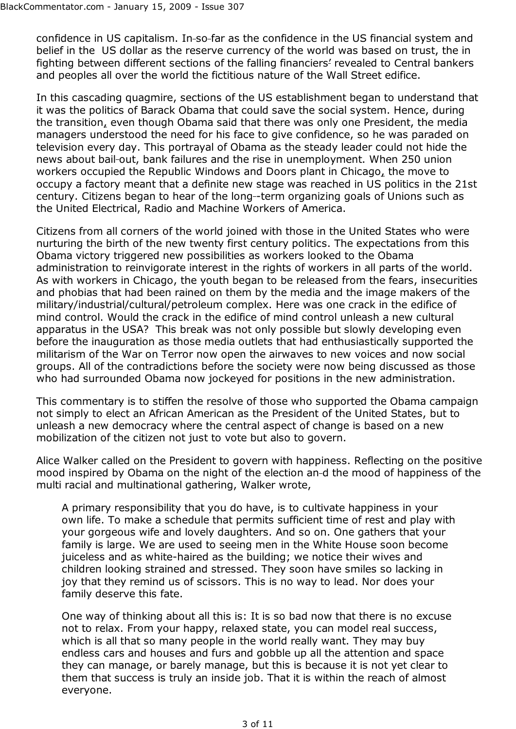confidence in US capitalism. In-so-far as the confidence in the US financial system and belief in the US dollar as the reserve currency of the world was based on trust, the in fighting between different sections of the falling financiers' revealed to Central bankers and peoples all over the world the fictitious nature of the Wall Street edifice.

In this cascading quagmire, sections of the US establishment began to understand that it was the politics of Barack Obama that could save the social system. Hence, during the transition, even though Obama said that there was only one President, the media managers understood the need for his face to give confidence, so he was paraded on television every day. This portrayal of Obama as the steady leader could not hide the news about bail-out, bank failures and the rise in unemployment. When 250 union workers occupied the Republic Windows and Doors plant in Chicago, the move to occupy a factory meant that a definite new stage was reached in US politics in the 21st century. Citizens began to hear of the long--term organizing goals of Unions such as the United Electrical, Radio and Machine Workers of America.

Citizens from all corners of the world joined with those in the United States who were nurturing the birth of the new twenty first century politics. The expectations from this Obama victory triggered new possibilities as workers looked to the Obama administration to reinvigorate interest in the rights of workers in all parts of the world. As with workers in Chicago, the youth began to be released from the fears, insecurities and phobias that had been rained on them by the media and the image makers of the military/industrial/cultural/petroleum complex. Here was one crack in the edifice of mind control. Would the crack in the edifice of mind control unleash a new cultural apparatus in the USA? This break was not only possible but slowly developing even before the inauguration as those media outlets that had enthusiastically supported the militarism of the War on Terror now open the airwaves to new voices and now social groups. All of the contradictions before the society were now being discussed as those who had surrounded Obama now jockeyed for positions in the new administration.

This commentary is to stiffen the resolve of those who supported the Obama campaign not simply to elect an African American as the President of the United States, but to unleash a new democracy where the central aspect of change is based on a new mobilization of the citizen not just to vote but also to govern.

Alice Walker called on the President to govern with happiness. Reflecting on the positive mood inspired by Obama on the night of the election an-d the mood of happiness of the multi racial and multinational gathering, Walker wrote,

> A primary responsibility that you do have, is to cultivate happiness in your own life. To make a schedule that permits sufficient time of rest and play with your gorgeous wife and lovely daughters. And so on. One gathers that your family is large. We are used to seeing men in the White House soon become juiceless and as white-haired as the building; we notice their wives and children looking strained and stressed. They soon have smiles so lacking in joy that they remind us of scissors. This is no way to lead. Nor does your family deserve this fate.
>
> One way of thinking about all this is: It is so bad now that there is no excuse not to relax. From your happy, relaxed state, you can model real success, which is all that so many people in the world really want. They may buy endless cars and houses and furs and gobble up all the attention and space they can manage, or barely manage, but this is because it is not yet clear to them that success is truly an inside job. That it is within the reach of almost everyone.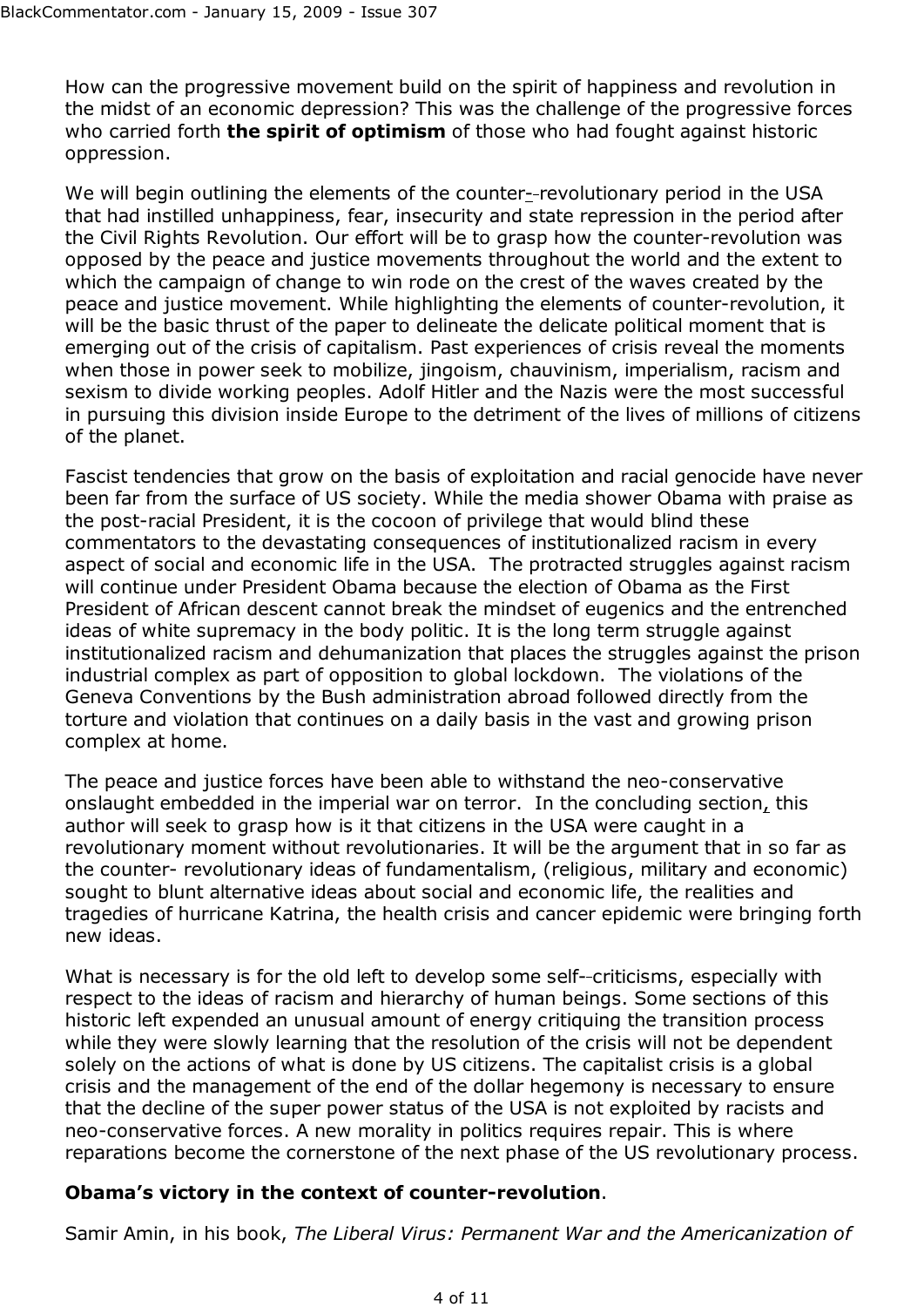How can the progressive movement build on the spirit of happiness and revolution in the midst of an economic depression? This was the challenge of the progressive forces who carried forth **the spirit of optimism** of those who had fought against historic oppression.

We will begin outlining the elements of the counter-revolutionary period in the USA that had instilled unhappiness, fear, insecurity and state repression in the period after the Civil Rights Revolution. Our effort will be to grasp how the counter-revolution was opposed by the peace and justice movements throughout the world and the extent to which the campaign of change to win rode on the crest of the waves created by the peace and justice movement. While highlighting the elements of counter-revolution, it will be the basic thrust of the paper to delineate the delicate political moment that is emerging out of the crisis of capitalism. Past experiences of crisis reveal the moments when those in power seek to mobilize, jingoism, chauvinism, imperialism, racism and sexism to divide working peoples. Adolf Hitler and the Nazis were the most successful in pursuing this division inside Europe to the detriment of the lives of millions of citizens of the planet.

Fascist tendencies that grow on the basis of exploitation and racial genocide have never been far from the surface of US society. While the media shower Obama with praise as the post-racial President, it is the cocoon of privilege that would blind these commentators to the devastating consequences of institutionalized racism in every aspect of social and economic life in the USA. The protracted struggles against racism will continue under President Obama because the election of Obama as the First President of African descent cannot break the mindset of eugenics and the entrenched ideas of white supremacy in the body politic. It is the long term struggle against institutionalized racism and dehumanization that places the struggles against the prison industrial complex as part of opposition to global lockdown. The violations of the Geneva Conventions by the Bush administration abroad followed directly from the torture and violation that continues on a daily basis in the vast and growing prison complex at home.

The peace and justice forces have been able to withstand the neo-conservative onslaught embedded in the imperial war on terror. In the concluding section, this author will seek to grasp how is it that citizens in the USA were caught in a revolutionary moment without revolutionaries. It will be the argument that in so far as the counter- revolutionary ideas of fundamentalism, (religious, military and economic) sought to blunt alternative ideas about social and economic life, the realities and tragedies of hurricane Katrina, the health crisis and cancer epidemic were bringing forth new ideas.

What is necessary is for the old left to develop some self-criticisms, especially with respect to the ideas of racism and hierarchy of human beings. Some sections of this historic left expended an unusual amount of energy critiquing the transition process while they were slowly learning that the resolution of the crisis will not be dependent solely on the actions of what is done by US citizens. The capitalist crisis is a global crisis and the management of the end of the dollar hegemony is necessary to ensure that the decline of the super power status of the USA is not exploited by racists and neo-conservative forces. A new morality in politics requires repair. This is where reparations become the cornerstone of the next phase of the US revolutionary process.

**Obama's victory in the context of counter-revolution**.

Samir Amin, in his book, *The Liberal Virus: Permanent War and the Americanization of*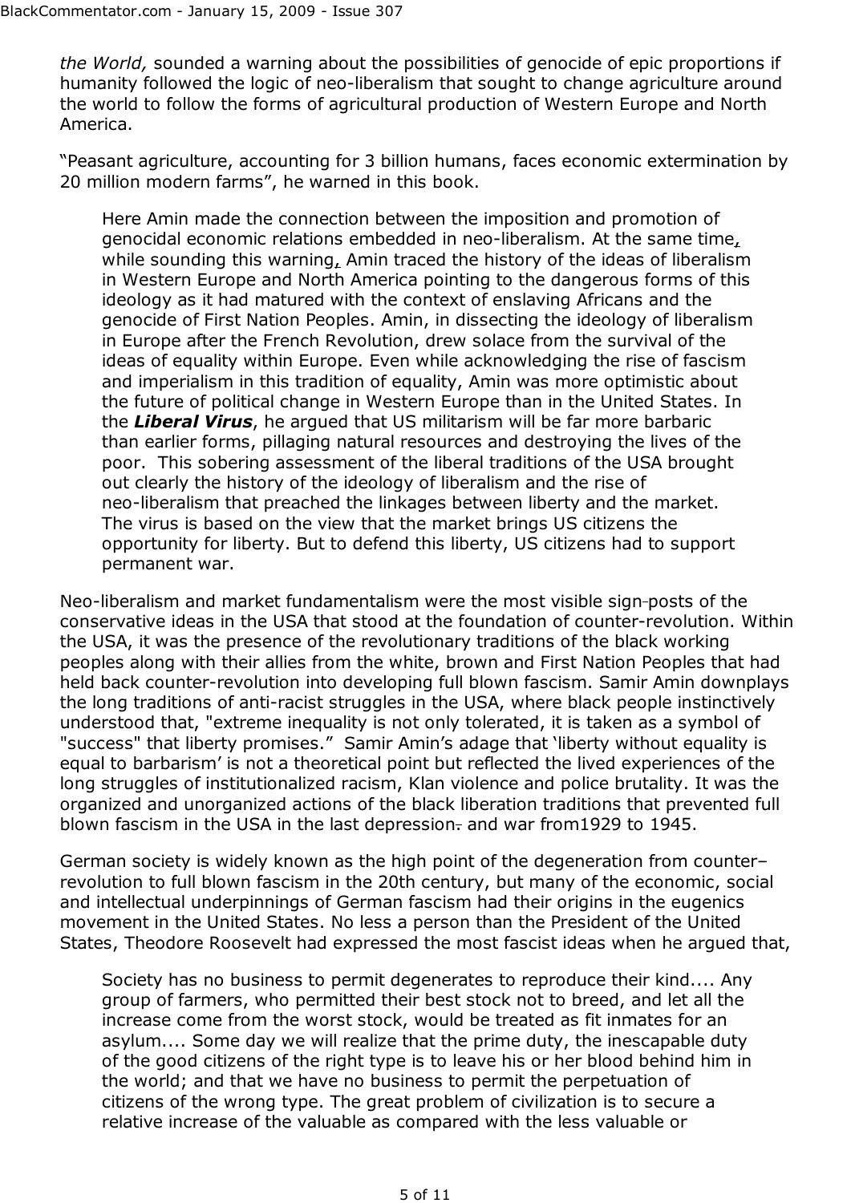*the World,* sounded a warning about the possibilities of genocide of epic proportions if humanity followed the logic of neo-liberalism that sought to change agriculture around the world to follow the forms of agricultural production of Western Europe and North America.

"Peasant agriculture, accounting for 3 billion humans, faces economic extermination by 20 million modern farms", he warned in this book.

> Here Amin made the connection between the imposition and promotion of genocidal economic relations embedded in neo-liberalism. At the same time, while sounding this warning, Amin traced the history of the ideas of liberalism in Western Europe and North America pointing to the dangerous forms of this ideology as it had matured with the context of enslaving Africans and the genocide of First Nation Peoples. Amin, in dissecting the ideology of liberalism in Europe after the French Revolution, drew solace from the survival of the ideas of equality within Europe. Even while acknowledging the rise of fascism and imperialism in this tradition of equality, Amin was more optimistic about the future of political change in Western Europe than in the United States. In the ***Liberal Virus***, he argued that US militarism will be far more barbaric than earlier forms, pillaging natural resources and destroying the lives of the poor. This sobering assessment of the liberal traditions of the USA brought out clearly the history of the ideology of liberalism and the rise of neo-liberalism that preached the linkages between liberty and the market. The virus is based on the view that the market brings US citizens the opportunity for liberty. But to defend this liberty, US citizens had to support permanent war.

Neo-liberalism and market fundamentalism were the most visible sign-posts of the conservative ideas in the USA that stood at the foundation of counter-revolution. Within the USA, it was the presence of the revolutionary traditions of the black working peoples along with their allies from the white, brown and First Nation Peoples that had held back counter-revolution into developing full blown fascism. Samir Amin downplays the long traditions of anti-racist struggles in the USA, where black people instinctively understood that, "extreme inequality is not only tolerated, it is taken as a symbol of "success" that liberty promises." Samir Amin's adage that 'liberty without equality is equal to barbarism' is not a theoretical point but reflected the lived experiences of the long struggles of institutionalized racism, Klan violence and police brutality. It was the organized and unorganized actions of the black liberation traditions that prevented full blown fascism in the USA in the last depression. and war from1929 to 1945.

German society is widely known as the high point of the degeneration from counter–revolution to full blown fascism in the 20th century, but many of the economic, social and intellectual underpinnings of German fascism had their origins in the eugenics movement in the United States. No less a person than the President of the United States, Theodore Roosevelt had expressed the most fascist ideas when he argued that,

> Society has no business to permit degenerates to reproduce their kind.... Any group of farmers, who permitted their best stock not to breed, and let all the increase come from the worst stock, would be treated as fit inmates for an asylum.... Some day we will realize that the prime duty, the inescapable duty of the good citizens of the right type is to leave his or her blood behind him in the world; and that we have no business to permit the perpetuation of citizens of the wrong type. The great problem of civilization is to secure a relative increase of the valuable as compared with the less valuable or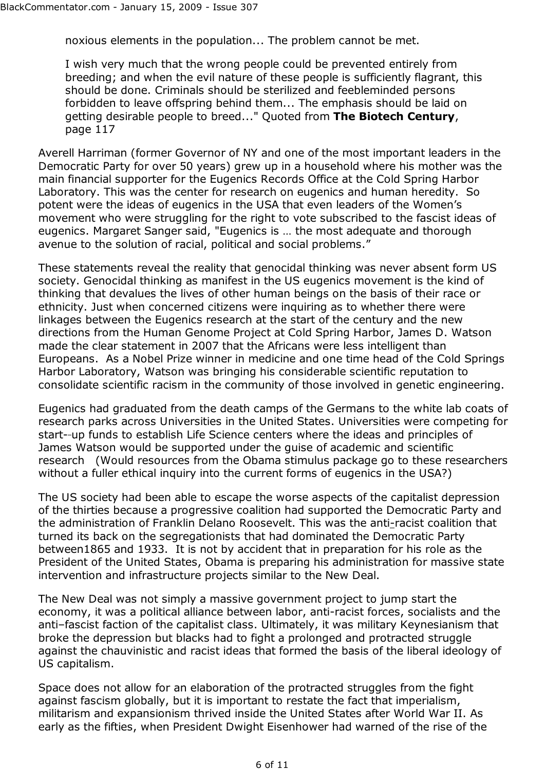> noxious elements in the population... The problem cannot be met.
>
> I wish very much that the wrong people could be prevented entirely from breeding; and when the evil nature of these people is sufficiently flagrant, this should be done. Criminals should be sterilized and feebleminded persons forbidden to leave offspring behind them... The emphasis should be laid on getting desirable people to breed..." Quoted from **The Biotech Century**, page 117

Averell Harriman (former Governor of NY and one of the most important leaders in the Democratic Party for over 50 years) grew up in a household where his mother was the main financial supporter for the Eugenics Records Office at the Cold Spring Harbor Laboratory. This was the center for research on eugenics and human heredity. So potent were the ideas of eugenics in the USA that even leaders of the Women's movement who were struggling for the right to vote subscribed to the fascist ideas of eugenics. Margaret Sanger said, "Eugenics is … the most adequate and thorough avenue to the solution of racial, political and social problems."

These statements reveal the reality that genocidal thinking was never absent form US society. Genocidal thinking as manifest in the US eugenics movement is the kind of thinking that devalues the lives of other human beings on the basis of their race or ethnicity. Just when concerned citizens were inquiring as to whether there were linkages between the Eugenics research at the start of the century and the new directions from the Human Genome Project at Cold Spring Harbor, James D. Watson made the clear statement in 2007 that the Africans were less intelligent than Europeans. As a Nobel Prize winner in medicine and one time head of the Cold Springs Harbor Laboratory, Watson was bringing his considerable scientific reputation to consolidate scientific racism in the community of those involved in genetic engineering.

Eugenics had graduated from the death camps of the Germans to the white lab coats of research parks across Universities in the United States. Universities were competing for start--up funds to establish Life Science centers where the ideas and principles of James Watson would be supported under the guise of academic and scientific research (Would resources from the Obama stimulus package go to these researchers without a fuller ethical inquiry into the current forms of eugenics in the USA?)

The US society had been able to escape the worse aspects of the capitalist depression of the thirties because a progressive coalition had supported the Democratic Party and the administration of Franklin Delano Roosevelt. This was the anti-racist coalition that turned its back on the segregationists that had dominated the Democratic Party between1865 and 1933. It is not by accident that in preparation for his role as the President of the United States, Obama is preparing his administration for massive state intervention and infrastructure projects similar to the New Deal.

The New Deal was not simply a massive government project to jump start the economy, it was a political alliance between labor, anti-racist forces, socialists and the anti–fascist faction of the capitalist class. Ultimately, it was military Keynesianism that broke the depression but blacks had to fight a prolonged and protracted struggle against the chauvinistic and racist ideas that formed the basis of the liberal ideology of US capitalism.

Space does not allow for an elaboration of the protracted struggles from the fight against fascism globally, but it is important to restate the fact that imperialism, militarism and expansionism thrived inside the United States after World War II. As early as the fifties, when President Dwight Eisenhower had warned of the rise of the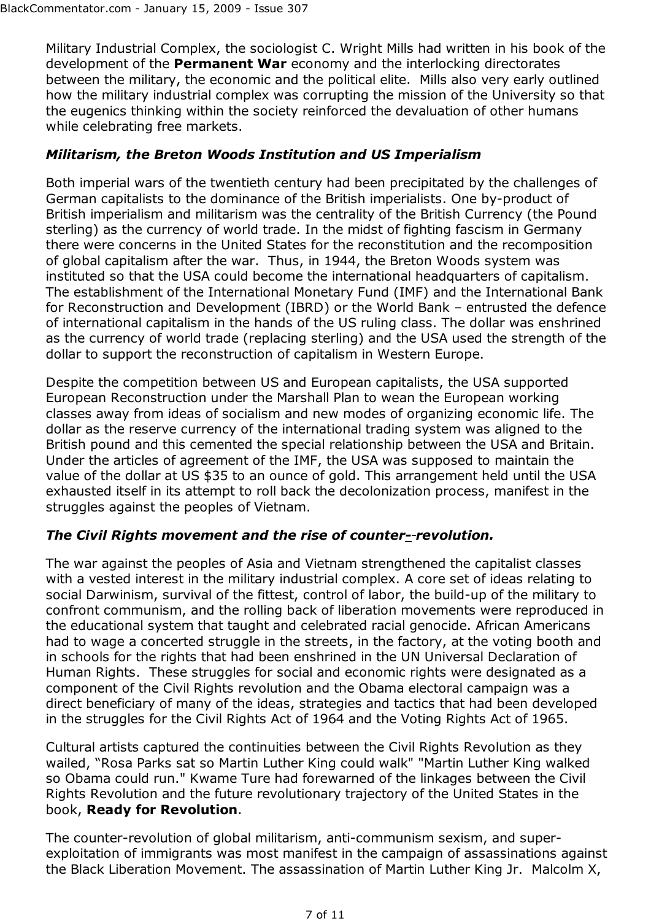Military Industrial Complex, the sociologist C. Wright Mills had written in his book of the development of the **Permanent War** economy and the interlocking directorates between the military, the economic and the political elite. Mills also very early outlined how the military industrial complex was corrupting the mission of the University so that the eugenics thinking within the society reinforced the devaluation of other humans while celebrating free markets.

### *Militarism, the Breton Woods Institution and US Imperialism*

Both imperial wars of the twentieth century had been precipitated by the challenges of German capitalists to the dominance of the British imperialists. One by-product of British imperialism and militarism was the centrality of the British Currency (the Pound sterling) as the currency of world trade. In the midst of fighting fascism in Germany there were concerns in the United States for the reconstitution and the recomposition of global capitalism after the war. Thus, in 1944, the Breton Woods system was instituted so that the USA could become the international headquarters of capitalism. The establishment of the International Monetary Fund (IMF) and the International Bank for Reconstruction and Development (IBRD) or the World Bank – entrusted the defence of international capitalism in the hands of the US ruling class. The dollar was enshrined as the currency of world trade (replacing sterling) and the USA used the strength of the dollar to support the reconstruction of capitalism in Western Europe.

Despite the competition between US and European capitalists, the USA supported European Reconstruction under the Marshall Plan to wean the European working classes away from ideas of socialism and new modes of organizing economic life. The dollar as the reserve currency of the international trading system was aligned to the British pound and this cemented the special relationship between the USA and Britain. Under the articles of agreement of the IMF, the USA was supposed to maintain the value of the dollar at US $35 to an ounce of gold. This arrangement held until the USA exhausted itself in its attempt to roll back the decolonization process, manifest in the struggles against the peoples of Vietnam.

### *The Civil Rights movement and the rise of counter--revolution.*

The war against the peoples of Asia and Vietnam strengthened the capitalist classes with a vested interest in the military industrial complex. A core set of ideas relating to social Darwinism, survival of the fittest, control of labor, the build-up of the military to confront communism, and the rolling back of liberation movements were reproduced in the educational system that taught and celebrated racial genocide. African Americans had to wage a concerted struggle in the streets, in the factory, at the voting booth and in schools for the rights that had been enshrined in the UN Universal Declaration of Human Rights. These struggles for social and economic rights were designated as a component of the Civil Rights revolution and the Obama electoral campaign was a direct beneficiary of many of the ideas, strategies and tactics that had been developed in the struggles for the Civil Rights Act of 1964 and the Voting Rights Act of 1965.

Cultural artists captured the continuities between the Civil Rights Revolution as they wailed, "Rosa Parks sat so Martin Luther King could walk" "Martin Luther King walked so Obama could run." Kwame Ture had forewarned of the linkages between the Civil Rights Revolution and the future revolutionary trajectory of the United States in the book, **Ready for Revolution**.

The counter-revolution of global militarism, anti-communism sexism, and super-exploitation of immigrants was most manifest in the campaign of assassinations against the Black Liberation Movement. The assassination of Martin Luther King Jr. Malcolm X,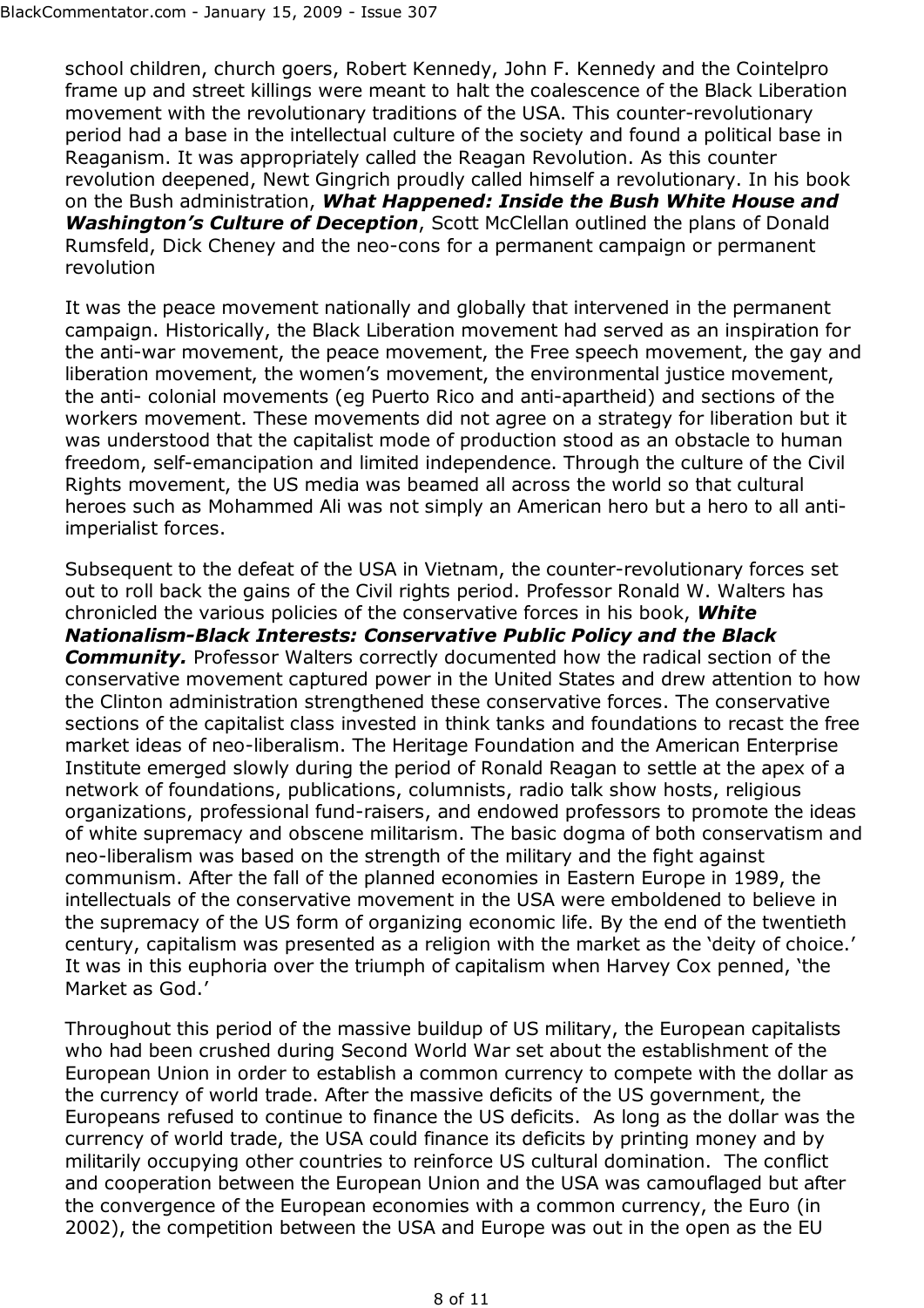school children, church goers, Robert Kennedy, John F. Kennedy and the Cointelpro frame up and street killings were meant to halt the coalescence of the Black Liberation movement with the revolutionary traditions of the USA. This counter-revolutionary period had a base in the intellectual culture of the society and found a political base in Reaganism. It was appropriately called the Reagan Revolution. As this counter revolution deepened, Newt Gingrich proudly called himself a revolutionary. In his book on the Bush administration, ***What Happened: Inside the Bush White House and Washington's Culture of Deception***, Scott McClellan outlined the plans of Donald Rumsfeld, Dick Cheney and the neo-cons for a permanent campaign or permanent revolution

It was the peace movement nationally and globally that intervened in the permanent campaign. Historically, the Black Liberation movement had served as an inspiration for the anti-war movement, the peace movement, the Free speech movement, the gay and liberation movement, the women's movement, the environmental justice movement, the anti- colonial movements (eg Puerto Rico and anti-apartheid) and sections of the workers movement. These movements did not agree on a strategy for liberation but it was understood that the capitalist mode of production stood as an obstacle to human freedom, self-emancipation and limited independence. Through the culture of the Civil Rights movement, the US media was beamed all across the world so that cultural heroes such as Mohammed Ali was not simply an American hero but a hero to all anti-imperialist forces.

Subsequent to the defeat of the USA in Vietnam, the counter-revolutionary forces set out to roll back the gains of the Civil rights period. Professor Ronald W. Walters has chronicled the various policies of the conservative forces in his book, ***White Nationalism-Black Interests: Conservative Public Policy and the Black Community.*** Professor Walters correctly documented how the radical section of the conservative movement captured power in the United States and drew attention to how the Clinton administration strengthened these conservative forces. The conservative sections of the capitalist class invested in think tanks and foundations to recast the free market ideas of neo-liberalism. The Heritage Foundation and the American Enterprise Institute emerged slowly during the period of Ronald Reagan to settle at the apex of a network of foundations, publications, columnists, radio talk show hosts, religious organizations, professional fund-raisers, and endowed professors to promote the ideas of white supremacy and obscene militarism. The basic dogma of both conservatism and neo-liberalism was based on the strength of the military and the fight against communism. After the fall of the planned economies in Eastern Europe in 1989, the intellectuals of the conservative movement in the USA were emboldened to believe in the supremacy of the US form of organizing economic life. By the end of the twentieth century, capitalism was presented as a religion with the market as the 'deity of choice.' It was in this euphoria over the triumph of capitalism when Harvey Cox penned, 'the Market as God.'

Throughout this period of the massive buildup of US military, the European capitalists who had been crushed during Second World War set about the establishment of the European Union in order to establish a common currency to compete with the dollar as the currency of world trade. After the massive deficits of the US government, the Europeans refused to continue to finance the US deficits. As long as the dollar was the currency of world trade, the USA could finance its deficits by printing money and by militarily occupying other countries to reinforce US cultural domination. The conflict and cooperation between the European Union and the USA was camouflaged but after the convergence of the European economies with a common currency, the Euro (in 2002), the competition between the USA and Europe was out in the open as the EU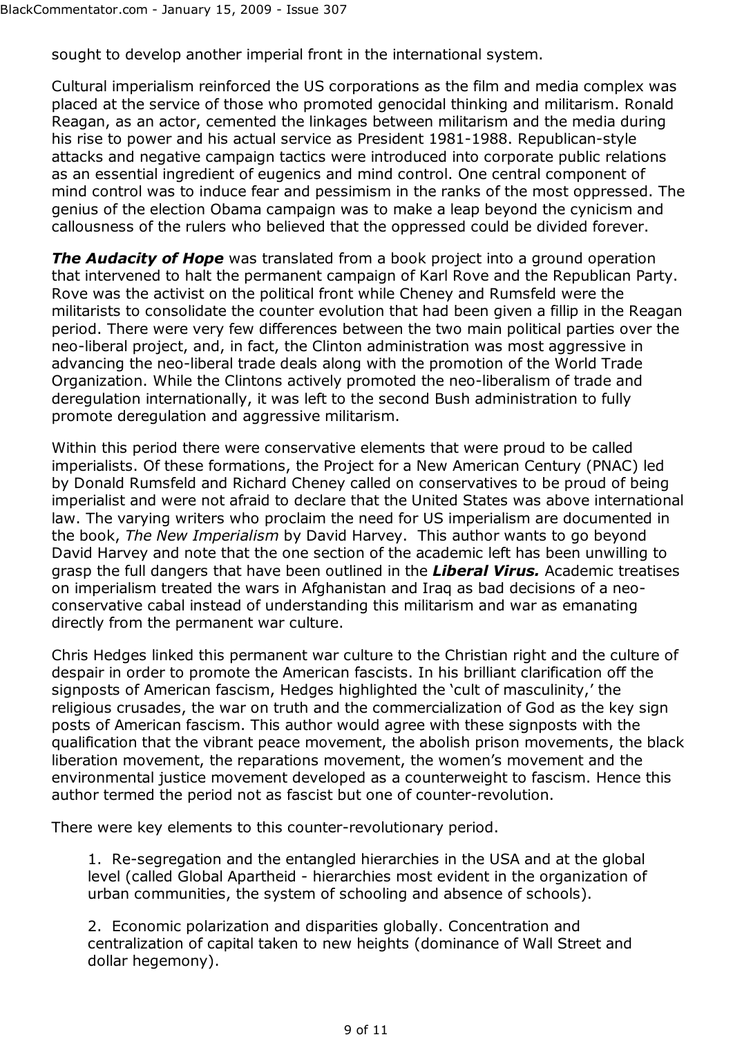sought to develop another imperial front in the international system.

Cultural imperialism reinforced the US corporations as the film and media complex was placed at the service of those who promoted genocidal thinking and militarism. Ronald Reagan, as an actor, cemented the linkages between militarism and the media during his rise to power and his actual service as President 1981-1988. Republican-style attacks and negative campaign tactics were introduced into corporate public relations as an essential ingredient of eugenics and mind control. One central component of mind control was to induce fear and pessimism in the ranks of the most oppressed. The genius of the election Obama campaign was to make a leap beyond the cynicism and callousness of the rulers who believed that the oppressed could be divided forever.

***The Audacity of Hope*** was translated from a book project into a ground operation that intervened to halt the permanent campaign of Karl Rove and the Republican Party. Rove was the activist on the political front while Cheney and Rumsfeld were the militarists to consolidate the counter evolution that had been given a fillip in the Reagan period. There were very few differences between the two main political parties over the neo-liberal project, and, in fact, the Clinton administration was most aggressive in advancing the neo-liberal trade deals along with the promotion of the World Trade Organization. While the Clintons actively promoted the neo-liberalism of trade and deregulation internationally, it was left to the second Bush administration to fully promote deregulation and aggressive militarism.

Within this period there were conservative elements that were proud to be called imperialists. Of these formations, the Project for a New American Century (PNAC) led by Donald Rumsfeld and Richard Cheney called on conservatives to be proud of being imperialist and were not afraid to declare that the United States was above international law. The varying writers who proclaim the need for US imperialism are documented in the book, *The New Imperialism* by David Harvey. This author wants to go beyond David Harvey and note that the one section of the academic left has been unwilling to grasp the full dangers that have been outlined in the ***Liberal Virus.*** Academic treatises on imperialism treated the wars in Afghanistan and Iraq as bad decisions of a neo-conservative cabal instead of understanding this militarism and war as emanating directly from the permanent war culture.

Chris Hedges linked this permanent war culture to the Christian right and the culture of despair in order to promote the American fascists. In his brilliant clarification off the signposts of American fascism, Hedges highlighted the 'cult of masculinity,' the religious crusades, the war on truth and the commercialization of God as the key sign posts of American fascism. This author would agree with these signposts with the qualification that the vibrant peace movement, the abolish prison movements, the black liberation movement, the reparations movement, the women's movement and the environmental justice movement developed as a counterweight to fascism. Hence this author termed the period not as fascist but one of counter-revolution.

There were key elements to this counter-revolutionary period.

1. Re-segregation and the entangled hierarchies in the USA and at the global level (called Global Apartheid - hierarchies most evident in the organization of urban communities, the system of schooling and absence of schools).

2. Economic polarization and disparities globally. Concentration and centralization of capital taken to new heights (dominance of Wall Street and dollar hegemony).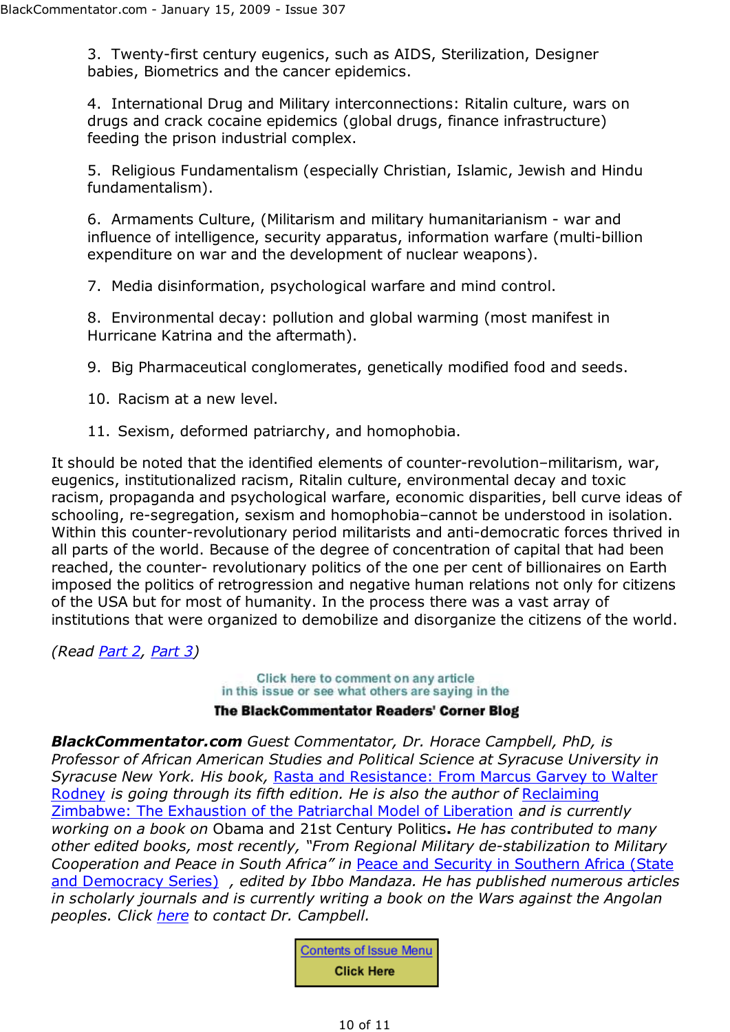3. Twenty-first century eugenics, such as AIDS, Sterilization, Designer babies, Biometrics and the cancer epidemics.

4. International Drug and Military interconnections: Ritalin culture, wars on drugs and crack cocaine epidemics (global drugs, finance infrastructure) feeding the prison industrial complex.

5. Religious Fundamentalism (especially Christian, Islamic, Jewish and Hindu fundamentalism).

6. Armaments Culture, (Militarism and military humanitarianism - war and influence of intelligence, security apparatus, information warfare (multi-billion expenditure on war and the development of nuclear weapons).

7. Media disinformation, psychological warfare and mind control.

8. Environmental decay: pollution and global warming (most manifest in Hurricane Katrina and the aftermath).

9. Big Pharmaceutical conglomerates, genetically modified food and seeds.

10. Racism at a new level.

11. Sexism, deformed patriarchy, and homophobia.

It should be noted that the identified elements of counter-revolution–militarism, war, eugenics, institutionalized racism, Ritalin culture, environmental decay and toxic racism, propaganda and psychological warfare, economic disparities, bell curve ideas of schooling, re-segregation, sexism and homophobia–cannot be understood in isolation. Within this counter-revolutionary period militarists and anti-democratic forces thrived in all parts of the world. Because of the degree of concentration of capital that had been reached, the counter- revolutionary politics of the one per cent of billionaires on Earth imposed the politics of retrogression and negative human relations not only for citizens of the USA but for most of humanity. In the process there was a vast array of institutions that were organized to demobilize and disorganize the citizens of the world.

*(Read Part 2, Part 3)*

Click here to comment on any article in this issue or see what others are saying in the

**The BlackCommentator Readers' Corner Blog**

***BlackCommentator.com*** *Guest Commentator, Dr. Horace Campbell, PhD, is Professor of African American Studies and Political Science at Syracuse University in Syracuse New York. His book,* Rasta and Resistance: From Marcus Garvey to Walter Rodney *is going through its fifth edition. He is also the author of* Reclaiming Zimbabwe: The Exhaustion of the Patriarchal Model of Liberation *and is currently working on a book on* Obama and 21st Century Politics**.** *He has contributed to many other edited books, most recently, "From Regional Military de-stabilization to Military Cooperation and Peace in South Africa" in* Peace and Security in Southern Africa (State and Democracy Series) *, edited by Ibbo Mandaza. He has published numerous articles in scholarly journals and is currently writing a book on the Wars against the Angolan peoples. Click* here *to contact Dr. Campbell.*

Contents of Issue Menu
**Click Here**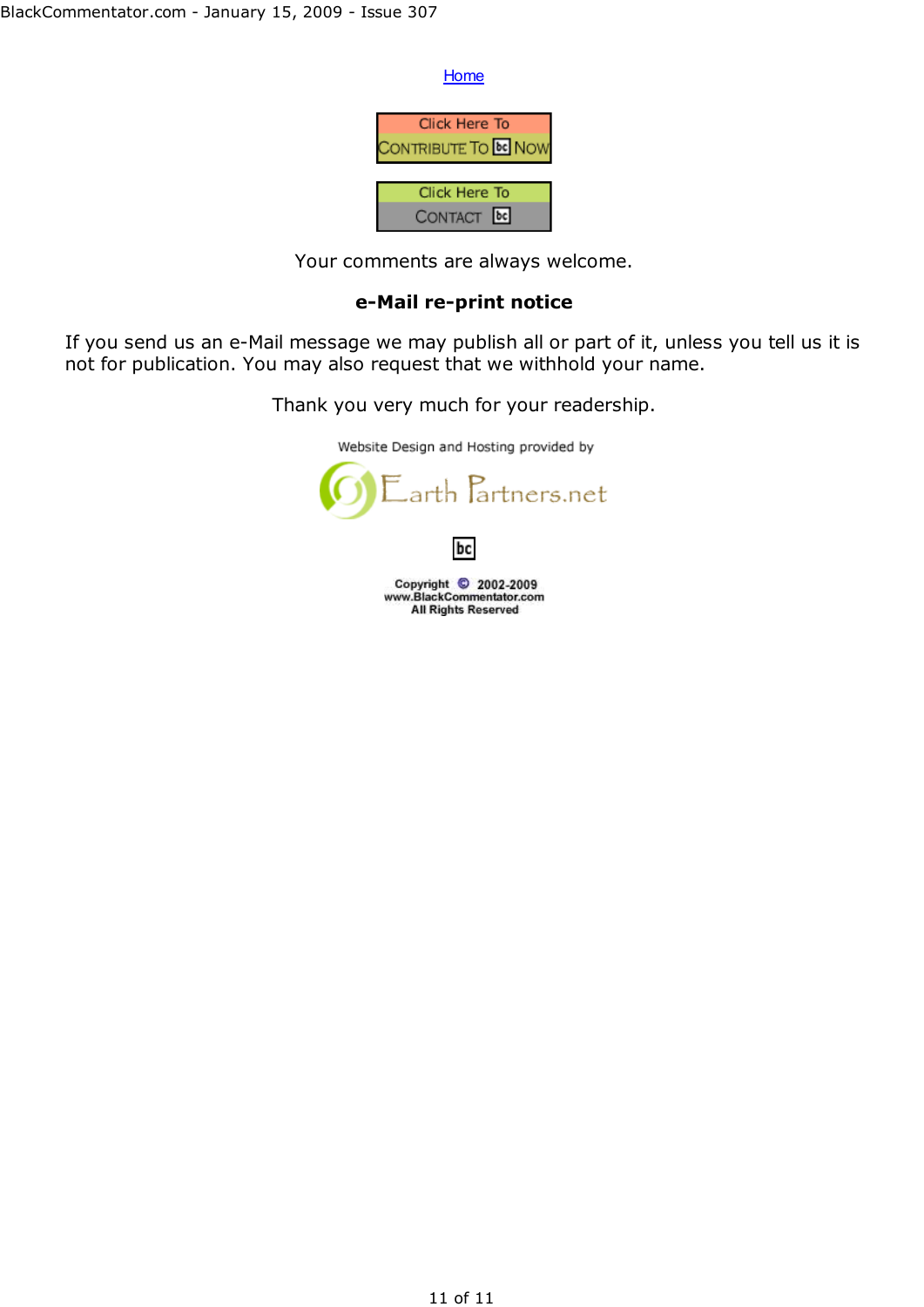Home

Click Here To CONTRIBUTE To bc NOW

Click Here To CONTACT bc

Your comments are always welcome.

**e-Mail re-print notice**

If you send us an e-Mail message we may publish all or part of it, unless you tell us it is not for publication. You may also request that we withhold your name.

Thank you very much for your readership.

Website Design and Hosting provided by

Earth Partners.net

bc

Copyright © 2002-2009
www.BlackCommentator.com
All Rights Reserved